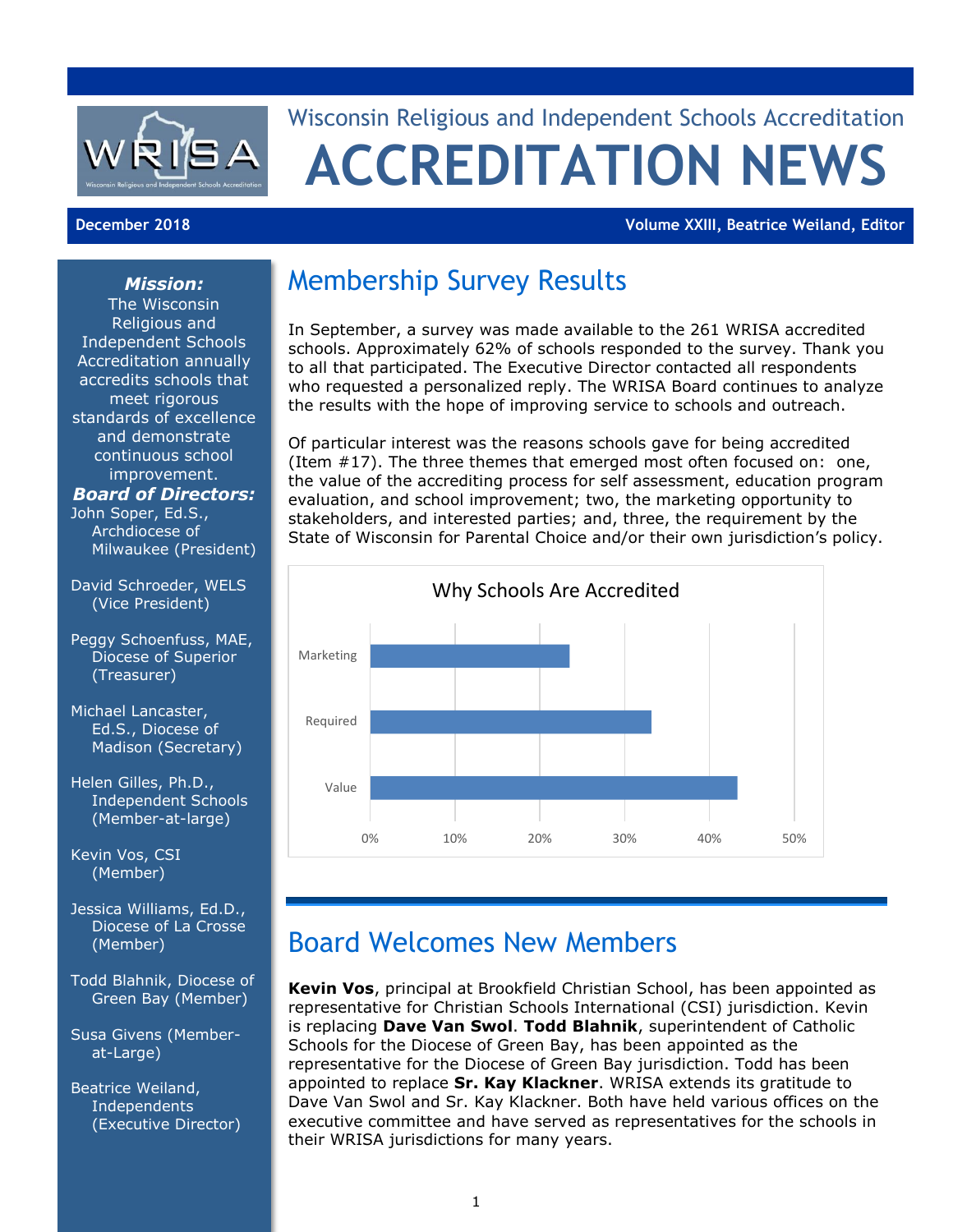Wisconsin Religious and Independent Schools Accreditation

# ACCREDITATION NEWS

**December 2018** — **Volume XXIII, Beatrice Weiland, Editor**

***Mission:***
The Wisconsin Religious and Independent Schools Accreditation annually accredits schools that meet rigorous standards of excellence and demonstrate continuous school improvement.

***Board of Directors:***

John Soper, Ed.S., Archdiocese of Milwaukee (President)

David Schroeder, WELS (Vice President)

Peggy Schoenfuss, MAE, Diocese of Superior (Treasurer)

Michael Lancaster, Ed.S., Diocese of Madison (Secretary)

Helen Gilles, Ph.D., Independent Schools (Member-at-large)

Kevin Vos, CSI (Member)

Jessica Williams, Ed.D., Diocese of La Crosse (Member)

Todd Blahnik, Diocese of Green Bay (Member)

Susa Givens (Member-at-Large)

Beatrice Weiland, Independents (Executive Director)

## Membership Survey Results

In September, a survey was made available to the 261 WRISA accredited schools. Approximately 62% of schools responded to the survey. Thank you to all that participated. The Executive Director contacted all respondents who requested a personalized reply. The WRISA Board continues to analyze the results with the hope of improving service to schools and outreach.

Of particular interest was the reasons schools gave for being accredited (Item #17). The three themes that emerged most often focused on: one, the value of the accrediting process for self assessment, education program evaluation, and school improvement; two, the marketing opportunity to stakeholders, and interested parties; and, three, the requirement by the State of Wisconsin for Parental Choice and/or their own jurisdiction's policy.

**Why Schools Are Accredited**

| Reason | Percentage (approx.) |
|---|---|
| Marketing | ~23% |
| Required | ~33% |
| Value | ~43% |

## Board Welcomes New Members

**Kevin Vos**, principal at Brookfield Christian School, has been appointed as representative for Christian Schools International (CSI) jurisdiction. Kevin is replacing **Dave Van Swol**. **Todd Blahnik**, superintendent of Catholic Schools for the Diocese of Green Bay, has been appointed as the representative for the Diocese of Green Bay jurisdiction. Todd has been appointed to replace **Sr. Kay Klackner**. WRISA extends its gratitude to Dave Van Swol and Sr. Kay Klackner. Both have held various offices on the executive committee and have served as representatives for the schools in their WRISA jurisdictions for many years.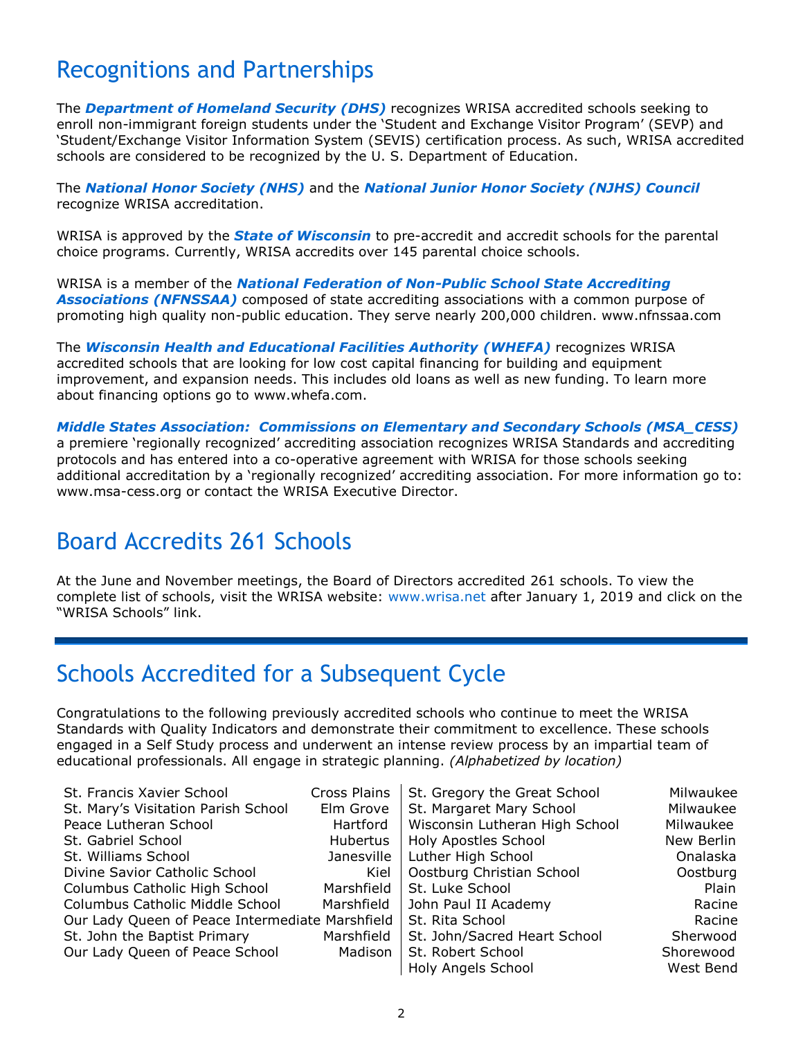## Recognitions and Partnerships

The ***Department of Homeland Security (DHS)*** recognizes WRISA accredited schools seeking to enroll non-immigrant foreign students under the 'Student and Exchange Visitor Program' (SEVP) and 'Student/Exchange Visitor Information System (SEVIS) certification process. As such, WRISA accredited schools are considered to be recognized by the U. S. Department of Education.

The ***National Honor Society (NHS)*** and the ***National Junior Honor Society (NJHS) Council*** recognize WRISA accreditation.

WRISA is approved by the ***State of Wisconsin*** to pre-accredit and accredit schools for the parental choice programs. Currently, WRISA accredits over 145 parental choice schools.

WRISA is a member of the ***National Federation of Non-Public School State Accrediting Associations (NFNSSAA)*** composed of state accrediting associations with a common purpose of promoting high quality non-public education. They serve nearly 200,000 children. www.nfnssaa.com

The ***Wisconsin Health and Educational Facilities Authority (WHEFA)*** recognizes WRISA accredited schools that are looking for low cost capital financing for building and equipment improvement, and expansion needs. This includes old loans as well as new funding. To learn more about financing options go to www.whefa.com.

***Middle States Association: Commissions on Elementary and Secondary Schools (MSA_CESS)*** a premiere 'regionally recognized' accrediting association recognizes WRISA Standards and accrediting protocols and has entered into a co-operative agreement with WRISA for those schools seeking additional accreditation by a 'regionally recognized' accrediting association. For more information go to: www.msa-cess.org or contact the WRISA Executive Director.

## Board Accredits 261 Schools

At the June and November meetings, the Board of Directors accredited 261 schools. To view the complete list of schools, visit the WRISA website: www.wrisa.net after January 1, 2019 and click on the "WRISA Schools" link.

## Schools Accredited for a Subsequent Cycle

Congratulations to the following previously accredited schools who continue to meet the WRISA Standards with Quality Indicators and demonstrate their commitment to excellence. These schools engaged in a Self Study process and underwent an intense review process by an impartial team of educational professionals. All engage in strategic planning. *(Alphabetized by location)*

| School | Location |
|---|---|
| St. Francis Xavier School | Cross Plains |
| St. Mary's Visitation Parish School | Elm Grove |
| Peace Lutheran School | Hartford |
| St. Gabriel School | Hubertus |
| St. Williams School | Janesville |
| Divine Savior Catholic School | Kiel |
| Columbus Catholic High School | Marshfield |
| Columbus Catholic Middle School | Marshfield |
| Our Lady Queen of Peace Intermediate | Marshfield |
| St. John the Baptist Primary | Marshfield |
| Our Lady Queen of Peace School | Madison |
| St. Gregory the Great School | Milwaukee |
| St. Margaret Mary School | Milwaukee |
| Wisconsin Lutheran High School | Milwaukee |
| Holy Apostles School | New Berlin |
| Luther High School | Onalaska |
| Oostburg Christian School | Oostburg |
| St. Luke School | Plain |
| John Paul II Academy | Racine |
| St. Rita School | Racine |
| St. John/Sacred Heart School | Sherwood |
| St. Robert School | Shorewood |
| Holy Angels School | West Bend |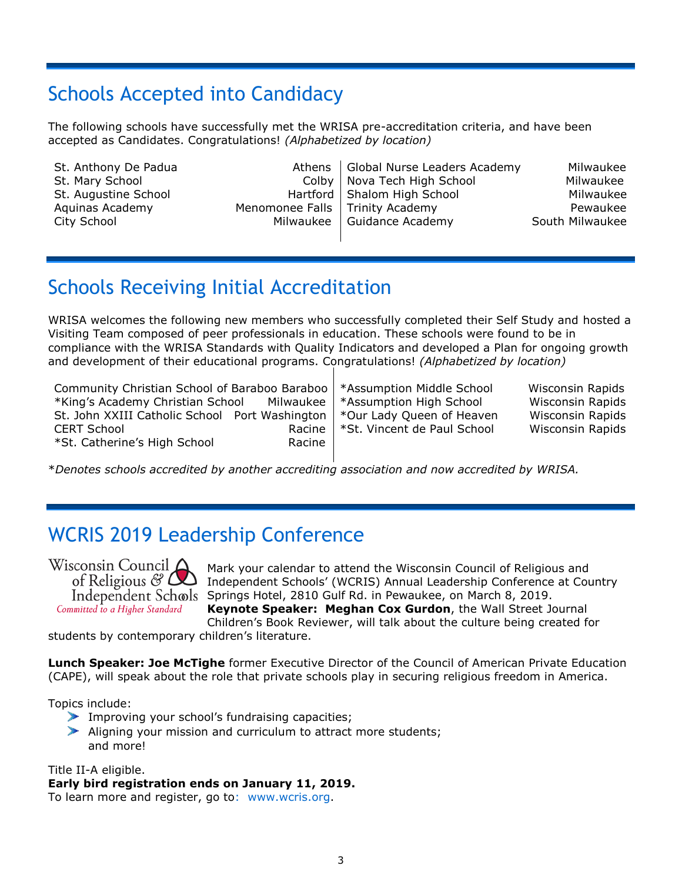## Schools Accepted into Candidacy

The following schools have successfully met the WRISA pre-accreditation criteria, and have been accepted as Candidates. Congratulations! *(Alphabetized by location)*

| School | Location |
|---|---|
| St. Anthony De Padua | Athens |
| St. Mary School | Colby |
| St. Augustine School | Hartford |
| Aquinas Academy | Menomonee Falls |
| City School | Milwaukee |
| Global Nurse Leaders Academy | Milwaukee |
| Nova Tech High School | Milwaukee |
| Shalom High School | Milwaukee |
| Trinity Academy | Pewaukee |
| Guidance Academy | South Milwaukee |

## Schools Receiving Initial Accreditation

WRISA welcomes the following new members who successfully completed their Self Study and hosted a Visiting Team composed of peer professionals in education. These schools were found to be in compliance with the WRISA Standards with Quality Indicators and developed a Plan for ongoing growth and development of their educational programs. Congratulations! *(Alphabetized by location)*

| School | Location |
|---|---|
| Community Christian School of Baraboo | Baraboo |
| *King's Academy Christian School | Milwaukee |
| St. John XXIII Catholic School | Port Washington |
| CERT School | Racine |
| *St. Catherine's High School | Racine |
| *Assumption Middle School | Wisconsin Rapids |
| *Assumption High School | Wisconsin Rapids |
| *Our Lady Queen of Heaven | Wisconsin Rapids |
| *St. Vincent de Paul School | Wisconsin Rapids |

**Denotes schools accredited by another accrediting association and now accredited by WRISA.*

## WCRIS 2019 Leadership Conference

Wisconsin Council of Religious & Independent Schools
*Committed to a Higher Standard*

Mark your calendar to attend the Wisconsin Council of Religious and Independent Schools' (WCRIS) Annual Leadership Conference at Country Springs Hotel, 2810 Gulf Rd. in Pewaukee, on March 8, 2019.

**Keynote Speaker: Meghan Cox Gurdon**, the Wall Street Journal Children's Book Reviewer, will talk about the culture being created for students by contemporary children's literature.

**Lunch Speaker: Joe McTighe** former Executive Director of the Council of American Private Education (CAPE), will speak about the role that private schools play in securing religious freedom in America.

Topics include:

- Improving your school's fundraising capacities;
- Aligning your mission and curriculum to attract more students; and more!

Title II-A eligible.

**Early bird registration ends on January 11, 2019.**

To learn more and register, go to: www.wcris.org.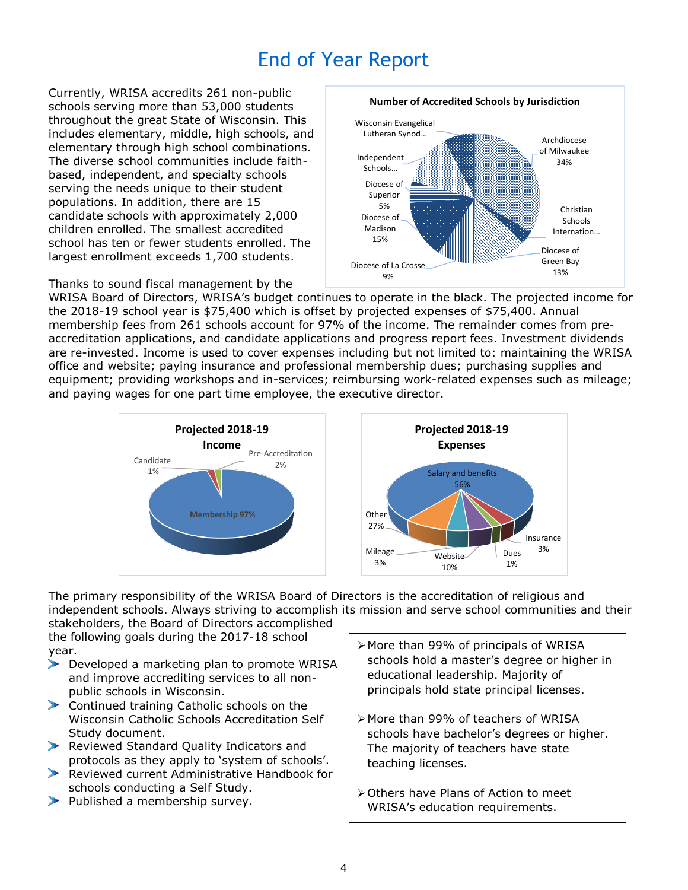# End of Year Report

Currently, WRISA accredits 261 non-public schools serving more than 53,000 students throughout the great State of Wisconsin. This includes elementary, middle, high schools, and elementary through high school combinations. The diverse school communities include faith-based, independent, and specialty schools serving the needs unique to their student populations. In addition, there are 15 candidate schools with approximately 2,000 children enrolled. The smallest accredited school has ten or fewer students enrolled. The largest enrollment exceeds 1,700 students.

**Number of Accredited Schools by Jurisdiction**

- Archdiocese of Milwaukee 34%
- Christian Schools Internation…
- Diocese of Green Bay 13%
- Diocese of La Crosse 9%
- Diocese of Madison 15%
- Diocese of Superior 5%
- Independent Schools…
- Wisconsin Evangelical Lutheran Synod…

Thanks to sound fiscal management by the WRISA Board of Directors, WRISA's budget continues to operate in the black. The projected income for the 2018-19 school year is $75,400 which is offset by projected expenses of $75,400. Annual membership fees from 261 schools account for 97% of the income. The remainder comes from pre-accreditation applications, and candidate applications and progress report fees. Investment dividends are re-invested. Income is used to cover expenses including but not limited to: maintaining the WRISA office and website; paying insurance and professional membership dues; purchasing supplies and equipment; providing workshops and in-services; reimbursing work-related expenses such as mileage; and paying wages for one part time employee, the executive director.

**Projected 2018-19 Income**

- Membership 97%
- Pre-Accreditation 2%
- Candidate 1%

**Projected 2018-19 Expenses**

- Salary and benefits 56%
- Other 27%
- Website 10%
- Mileage 3%
- Insurance 3%
- Dues 1%

The primary responsibility of the WRISA Board of Directors is the accreditation of religious and independent schools. Always striving to accomplish its mission and serve school communities and their stakeholders, the Board of Directors accomplished the following goals during the 2017-18 school year.

- Developed a marketing plan to promote WRISA and improve accrediting services to all non-public schools in Wisconsin.
- Continued training Catholic schools on the Wisconsin Catholic Schools Accreditation Self Study document.
- Reviewed Standard Quality Indicators and protocols as they apply to 'system of schools'.
- Reviewed current Administrative Handbook for schools conducting a Self Study.
- Published a membership survey.

- More than 99% of principals of WRISA schools hold a master's degree or higher in educational leadership. Majority of principals hold state principal licenses.
- More than 99% of teachers of WRISA schools have bachelor's degrees or higher. The majority of teachers have state teaching licenses.
- Others have Plans of Action to meet WRISA's education requirements.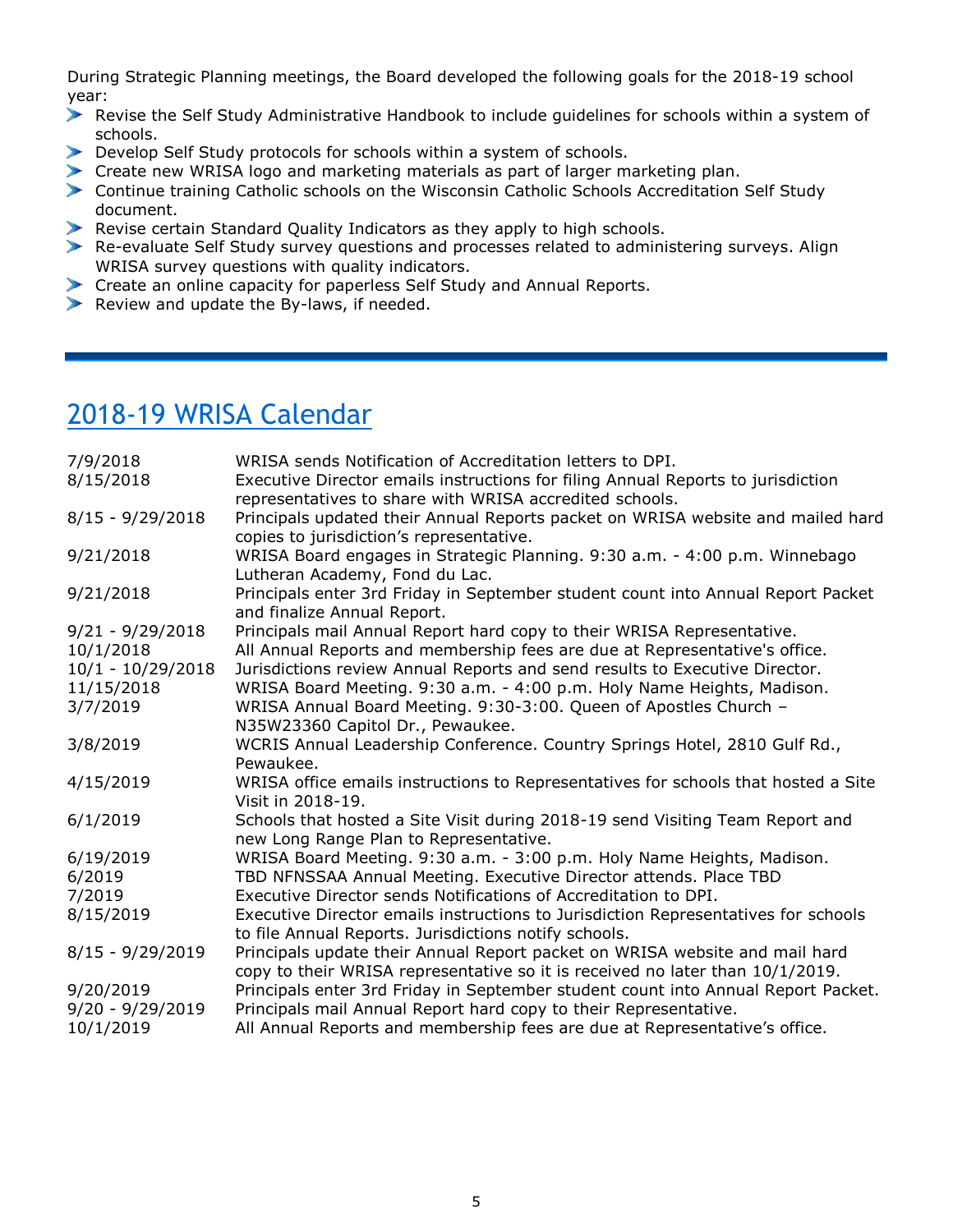During Strategic Planning meetings, the Board developed the following goals for the 2018-19 school year:

- Revise the Self Study Administrative Handbook to include guidelines for schools within a system of schools.
- Develop Self Study protocols for schools within a system of schools.
- Create new WRISA logo and marketing materials as part of larger marketing plan.
- Continue training Catholic schools on the Wisconsin Catholic Schools Accreditation Self Study document.
- Revise certain Standard Quality Indicators as they apply to high schools.
- Re-evaluate Self Study survey questions and processes related to administering surveys. Align WRISA survey questions with quality indicators.
- Create an online capacity for paperless Self Study and Annual Reports.
- Review and update the By-laws, if needed.

---

## 2018-19 WRISA Calendar

| | |
|---|---|
| 7/9/2018 | WRISA sends Notification of Accreditation letters to DPI. |
| 8/15/2018 | Executive Director emails instructions for filing Annual Reports to jurisdiction representatives to share with WRISA accredited schools. |
| 8/15 - 9/29/2018 | Principals updated their Annual Reports packet on WRISA website and mailed hard copies to jurisdiction's representative. |
| 9/21/2018 | WRISA Board engages in Strategic Planning. 9:30 a.m. - 4:00 p.m. Winnebago Lutheran Academy, Fond du Lac. |
| 9/21/2018 | Principals enter 3rd Friday in September student count into Annual Report Packet and finalize Annual Report. |
| 9/21 - 9/29/2018 | Principals mail Annual Report hard copy to their WRISA Representative. |
| 10/1/2018 | All Annual Reports and membership fees are due at Representative's office. |
| 10/1 - 10/29/2018 | Jurisdictions review Annual Reports and send results to Executive Director. |
| 11/15/2018 | WRISA Board Meeting. 9:30 a.m. - 4:00 p.m. Holy Name Heights, Madison. |
| 3/7/2019 | WRISA Annual Board Meeting. 9:30-3:00. Queen of Apostles Church – N35W23360 Capitol Dr., Pewaukee. |
| 3/8/2019 | WCRIS Annual Leadership Conference. Country Springs Hotel, 2810 Gulf Rd., Pewaukee. |
| 4/15/2019 | WRISA office emails instructions to Representatives for schools that hosted a Site Visit in 2018-19. |
| 6/1/2019 | Schools that hosted a Site Visit during 2018-19 send Visiting Team Report and new Long Range Plan to Representative. |
| 6/19/2019 | WRISA Board Meeting. 9:30 a.m. - 3:00 p.m. Holy Name Heights, Madison. |
| 6/2019 | TBD NFNSSAA Annual Meeting. Executive Director attends. Place TBD |
| 7/2019 | Executive Director sends Notifications of Accreditation to DPI. |
| 8/15/2019 | Executive Director emails instructions to Jurisdiction Representatives for schools to file Annual Reports. Jurisdictions notify schools. |
| 8/15 - 9/29/2019 | Principals update their Annual Report packet on WRISA website and mail hard copy to their WRISA representative so it is received no later than 10/1/2019. |
| 9/20/2019 | Principals enter 3rd Friday in September student count into Annual Report Packet. |
| 9/20 - 9/29/2019 | Principals mail Annual Report hard copy to their Representative. |
| 10/1/2019 | All Annual Reports and membership fees are due at Representative's office. |